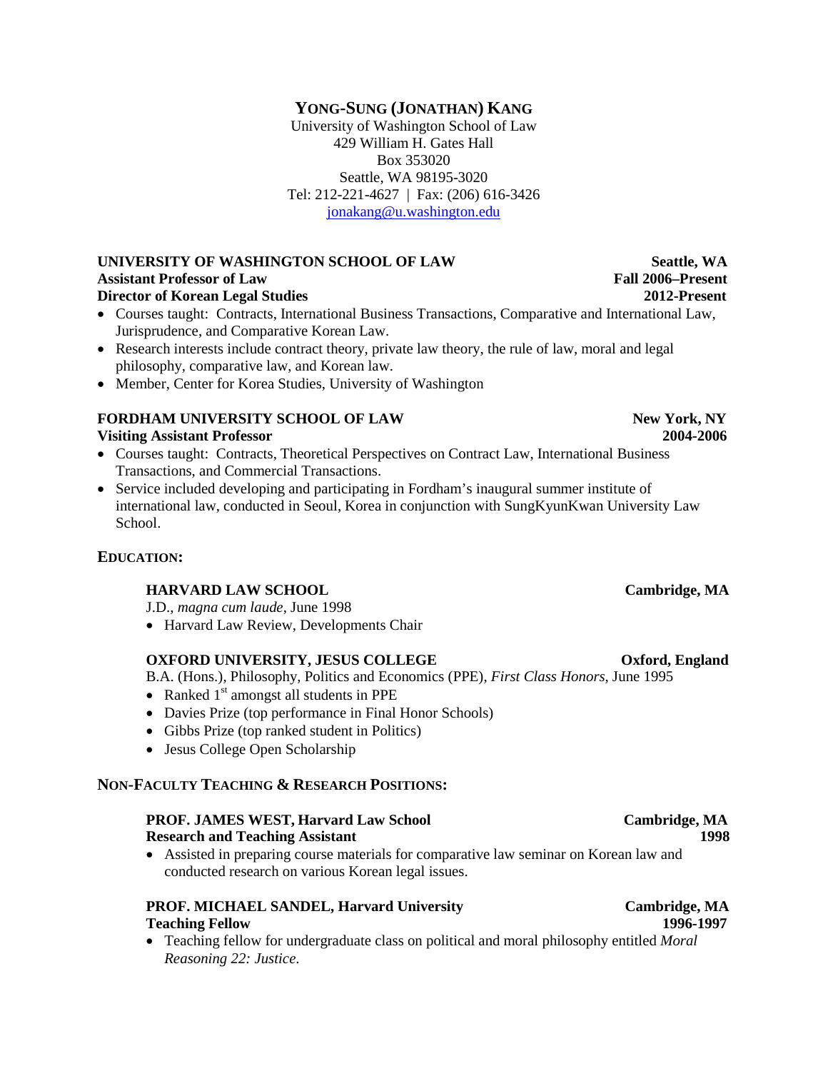# YONG-SUNG (JONATHAN) KANG

University of Washington School of Law
429 William H. Gates Hall
Box 353020
Seattle, WA 98195-3020
Tel: 212-221-4627 | Fax: (206) 616-3426
jonakang@u.washington.edu

**UNIVERSITY OF WASHINGTON SCHOOL OF LAW** — **Seattle, WA**
**Assistant Professor of Law** — **Fall 2006–Present**
**Director of Korean Legal Studies** — **2012-Present**

- Courses taught: Contracts, International Business Transactions, Comparative and International Law, Jurisprudence, and Comparative Korean Law.
- Research interests include contract theory, private law theory, the rule of law, moral and legal philosophy, comparative law, and Korean law.
- Member, Center for Korea Studies, University of Washington

**FORDHAM UNIVERSITY SCHOOL OF LAW** — **New York, NY**
**Visiting Assistant Professor** — **2004-2006**

- Courses taught: Contracts, Theoretical Perspectives on Contract Law, International Business Transactions, and Commercial Transactions.
- Service included developing and participating in Fordham's inaugural summer institute of international law, conducted in Seoul, Korea in conjunction with SungKyunKwan University Law School.

## EDUCATION:

**HARVARD LAW SCHOOL** — **Cambridge, MA**
J.D., *magna cum laude*, June 1998

- Harvard Law Review, Developments Chair

**OXFORD UNIVERSITY, JESUS COLLEGE** — **Oxford, England**
B.A. (Hons.), Philosophy, Politics and Economics (PPE), *First Class Honors*, June 1995

- Ranked 1st amongst all students in PPE
- Davies Prize (top performance in Final Honor Schools)
- Gibbs Prize (top ranked student in Politics)
- Jesus College Open Scholarship

## NON-FACULTY TEACHING & RESEARCH POSITIONS:

**PROF. JAMES WEST, Harvard Law School** — **Cambridge, MA**
**Research and Teaching Assistant** — **1998**

- Assisted in preparing course materials for comparative law seminar on Korean law and conducted research on various Korean legal issues.

**PROF. MICHAEL SANDEL, Harvard University** — **Cambridge, MA**
**Teaching Fellow** — **1996-1997**

- Teaching fellow for undergraduate class on political and moral philosophy entitled *Moral Reasoning 22: Justice.*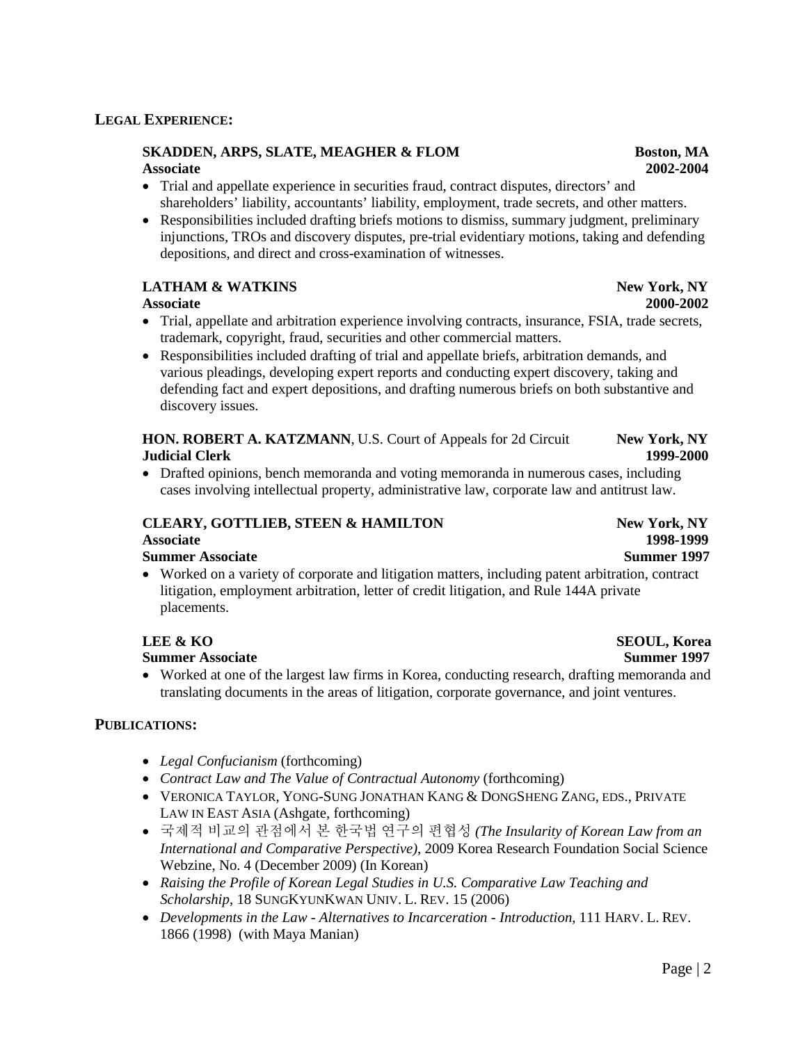## LEGAL EXPERIENCE:

**SKADDEN, ARPS, SLATE, MEAGHER & FLOM** — **Boston, MA**
**Associate** — **2002-2004**

- Trial and appellate experience in securities fraud, contract disputes, directors' and shareholders' liability, accountants' liability, employment, trade secrets, and other matters.
- Responsibilities included drafting briefs motions to dismiss, summary judgment, preliminary injunctions, TROs and discovery disputes, pre-trial evidentiary motions, taking and defending depositions, and direct and cross-examination of witnesses.

**LATHAM & WATKINS** — **New York, NY**
**Associate** — **2000-2002**

- Trial, appellate and arbitration experience involving contracts, insurance, FSIA, trade secrets, trademark, copyright, fraud, securities and other commercial matters.
- Responsibilities included drafting of trial and appellate briefs, arbitration demands, and various pleadings, developing expert reports and conducting expert discovery, taking and defending fact and expert depositions, and drafting numerous briefs on both substantive and discovery issues.

**HON. ROBERT A. KATZMANN**, U.S. Court of Appeals for 2d Circuit — **New York, NY**
**Judicial Clerk** — **1999-2000**

- Drafted opinions, bench memoranda and voting memoranda in numerous cases, including cases involving intellectual property, administrative law, corporate law and antitrust law.

**CLEARY, GOTTLIEB, STEEN & HAMILTON** — **New York, NY**
**Associate** — **1998-1999**
**Summer Associate** — **Summer 1997**

- Worked on a variety of corporate and litigation matters, including patent arbitration, contract litigation, employment arbitration, letter of credit litigation, and Rule 144A private placements.

**LEE & KO** — **SEOUL, Korea**
**Summer Associate** — **Summer 1997**

- Worked at one of the largest law firms in Korea, conducting research, drafting memoranda and translating documents in the areas of litigation, corporate governance, and joint ventures.

## PUBLICATIONS:

- *Legal Confucianism* (forthcoming)
- *Contract Law and The Value of Contractual Autonomy* (forthcoming)
- VERONICA TAYLOR, YONG-SUNG JONATHAN KANG & DONGSHENG ZANG, EDS., PRIVATE LAW IN EAST ASIA (Ashgate, forthcoming)
- 국제적 비교의 관점에서 본 한국법 연구의 편협성 *(The Insularity of Korean Law from an International and Comparative Perspective)*, 2009 Korea Research Foundation Social Science Webzine, No. 4 (December 2009) (In Korean)
- *Raising the Profile of Korean Legal Studies in U.S. Comparative Law Teaching and Scholarship*, 18 SUNGKYUNKWAN UNIV. L. REV. 15 (2006)
- *Developments in the Law - Alternatives to Incarceration - Introduction*, 111 HARV. L. REV. 1866 (1998) (with Maya Manian)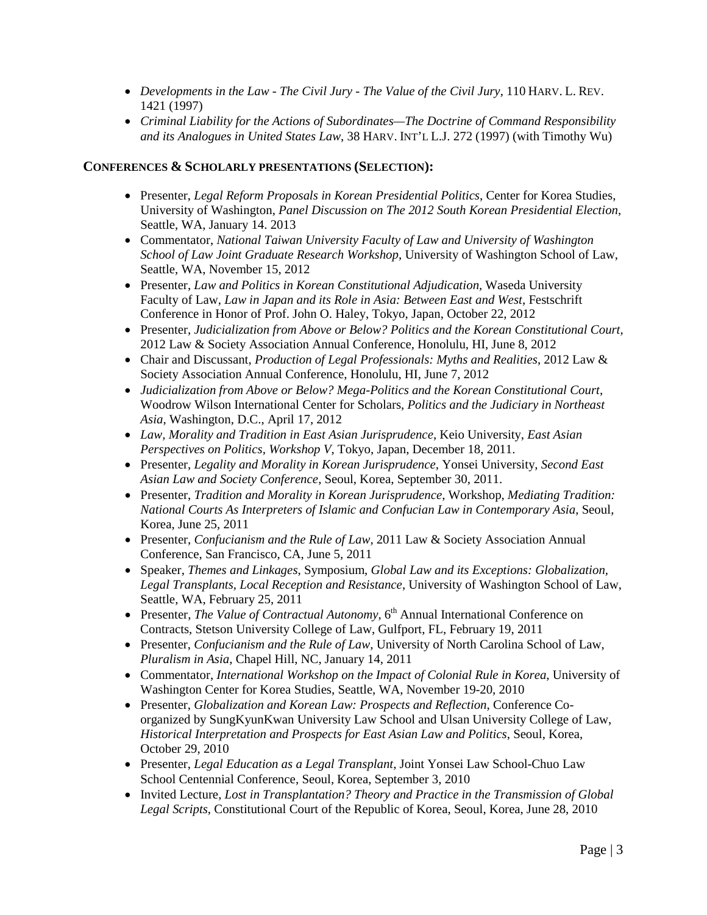- *Developments in the Law - The Civil Jury - The Value of the Civil Jury*, 110 HARV. L. REV. 1421 (1997)
- *Criminal Liability for the Actions of Subordinates—The Doctrine of Command Responsibility and its Analogues in United States Law*, 38 HARV. INT'L L.J. 272 (1997) (with Timothy Wu)

**CONFERENCES & SCHOLARLY PRESENTATIONS (SELECTION):**

- Presenter, *Legal Reform Proposals in Korean Presidential Politics*, Center for Korea Studies, University of Washington, *Panel Discussion on The 2012 South Korean Presidential Election*, Seattle, WA, January 14. 2013
- Commentator, *National Taiwan University Faculty of Law and University of Washington School of Law Joint Graduate Research Workshop*, University of Washington School of Law, Seattle, WA, November 15, 2012
- Presenter, *Law and Politics in Korean Constitutional Adjudication*, Waseda University Faculty of Law, *Law in Japan and its Role in Asia: Between East and West*, Festschrift Conference in Honor of Prof. John O. Haley, Tokyo, Japan, October 22, 2012
- Presenter, *Judicialization from Above or Below? Politics and the Korean Constitutional Court*, 2012 Law & Society Association Annual Conference, Honolulu, HI, June 8, 2012
- Chair and Discussant, *Production of Legal Professionals: Myths and Realities*, 2012 Law & Society Association Annual Conference, Honolulu, HI, June 7, 2012
- *Judicialization from Above or Below? Mega-Politics and the Korean Constitutional Court*, Woodrow Wilson International Center for Scholars, *Politics and the Judiciary in Northeast Asia*, Washington, D.C., April 17, 2012
- *Law, Morality and Tradition in East Asian Jurisprudence*, Keio University, *East Asian Perspectives on Politics, Workshop V*, Tokyo, Japan, December 18, 2011.
- Presenter, *Legality and Morality in Korean Jurisprudence*, Yonsei University, *Second East Asian Law and Society Conference*, Seoul, Korea, September 30, 2011.
- Presenter, *Tradition and Morality in Korean Jurisprudence*, Workshop, *Mediating Tradition: National Courts As Interpreters of Islamic and Confucian Law in Contemporary Asia*, Seoul, Korea, June 25, 2011
- Presenter, *Confucianism and the Rule of Law*, 2011 Law & Society Association Annual Conference, San Francisco, CA, June 5, 2011
- Speaker, *Themes and Linkages*, Symposium, *Global Law and its Exceptions: Globalization, Legal Transplants, Local Reception and Resistance*, University of Washington School of Law, Seattle, WA, February 25, 2011
- Presenter, *The Value of Contractual Autonomy*, 6th Annual International Conference on Contracts, Stetson University College of Law, Gulfport, FL, February 19, 2011
- Presenter, *Confucianism and the Rule of Law*, University of North Carolina School of Law, *Pluralism in Asia*, Chapel Hill, NC, January 14, 2011
- Commentator, *International Workshop on the Impact of Colonial Rule in Korea*, University of Washington Center for Korea Studies, Seattle, WA, November 19-20, 2010
- Presenter, *Globalization and Korean Law: Prospects and Reflection*, Conference Co-organized by SungKyunKwan University Law School and Ulsan University College of Law, *Historical Interpretation and Prospects for East Asian Law and Politics*, Seoul, Korea, October 29, 2010
- Presenter, *Legal Education as a Legal Transplant*, Joint Yonsei Law School-Chuo Law School Centennial Conference, Seoul, Korea, September 3, 2010
- Invited Lecture, *Lost in Transplantation? Theory and Practice in the Transmission of Global Legal Scripts*, Constitutional Court of the Republic of Korea, Seoul, Korea, June 28, 2010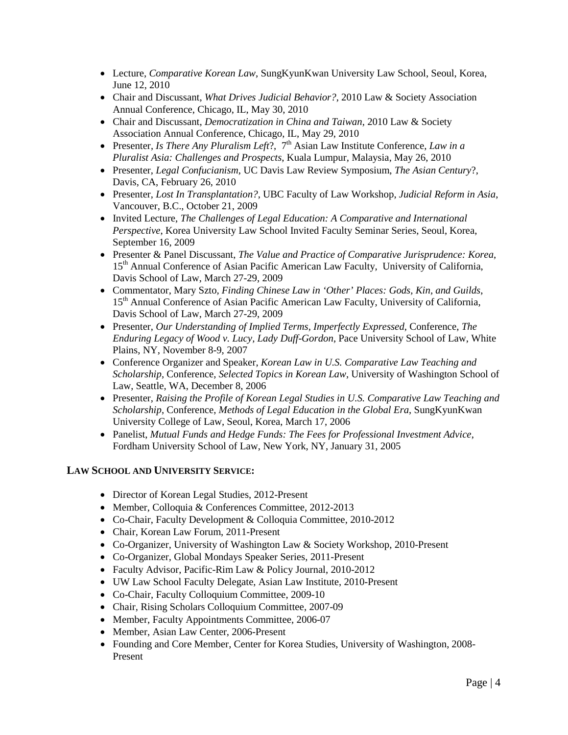- Lecture, *Comparative Korean Law*, SungKyunKwan University Law School, Seoul, Korea, June 12, 2010
- Chair and Discussant, *What Drives Judicial Behavior?*, 2010 Law & Society Association Annual Conference, Chicago, IL, May 30, 2010
- Chair and Discussant, *Democratization in China and Taiwan*, 2010 Law & Society Association Annual Conference, Chicago, IL, May 29, 2010
- Presenter, *Is There Any Pluralism Left*?, 7th Asian Law Institute Conference, *Law in a Pluralist Asia: Challenges and Prospects*, Kuala Lumpur, Malaysia, May 26, 2010
- Presenter, *Legal Confucianism*, UC Davis Law Review Symposium, *The Asian Century*?, Davis, CA, February 26, 2010
- Presenter, *Lost In Transplantation?*, UBC Faculty of Law Workshop, *Judicial Reform in Asia*, Vancouver, B.C., October 21, 2009
- Invited Lecture, *The Challenges of Legal Education: A Comparative and International Perspective*, Korea University Law School Invited Faculty Seminar Series, Seoul, Korea, September 16, 2009
- Presenter & Panel Discussant, *The Value and Practice of Comparative Jurisprudence: Korea*, 15th Annual Conference of Asian Pacific American Law Faculty, University of California, Davis School of Law, March 27-29, 2009
- Commentator, Mary Szto, *Finding Chinese Law in 'Other' Places: Gods, Kin, and Guilds*, 15th Annual Conference of Asian Pacific American Law Faculty, University of California, Davis School of Law, March 27-29, 2009
- Presenter, *Our Understanding of Implied Terms, Imperfectly Expressed*, Conference, *The Enduring Legacy of Wood v. Lucy, Lady Duff-Gordon*, Pace University School of Law, White Plains, NY, November 8-9, 2007
- Conference Organizer and Speaker, *Korean Law in U.S. Comparative Law Teaching and Scholarship*, Conference, *Selected Topics in Korean Law*, University of Washington School of Law, Seattle, WA, December 8, 2006
- Presenter, *Raising the Profile of Korean Legal Studies in U.S. Comparative Law Teaching and Scholarship*, Conference, *Methods of Legal Education in the Global Era*, SungKyunKwan University College of Law, Seoul, Korea, March 17, 2006
- Panelist, *Mutual Funds and Hedge Funds: The Fees for Professional Investment Advice*, Fordham University School of Law, New York, NY, January 31, 2005

## LAW SCHOOL AND UNIVERSITY SERVICE:

- Director of Korean Legal Studies, 2012-Present
- Member, Colloquia & Conferences Committee, 2012-2013
- Co-Chair, Faculty Development & Colloquia Committee, 2010-2012
- Chair, Korean Law Forum, 2011-Present
- Co-Organizer, University of Washington Law & Society Workshop, 2010-Present
- Co-Organizer, Global Mondays Speaker Series, 2011-Present
- Faculty Advisor, Pacific-Rim Law & Policy Journal, 2010-2012
- UW Law School Faculty Delegate, Asian Law Institute, 2010-Present
- Co-Chair, Faculty Colloquium Committee, 2009-10
- Chair, Rising Scholars Colloquium Committee, 2007-09
- Member, Faculty Appointments Committee, 2006-07
- Member, Asian Law Center, 2006-Present
- Founding and Core Member, Center for Korea Studies, University of Washington, 2008-Present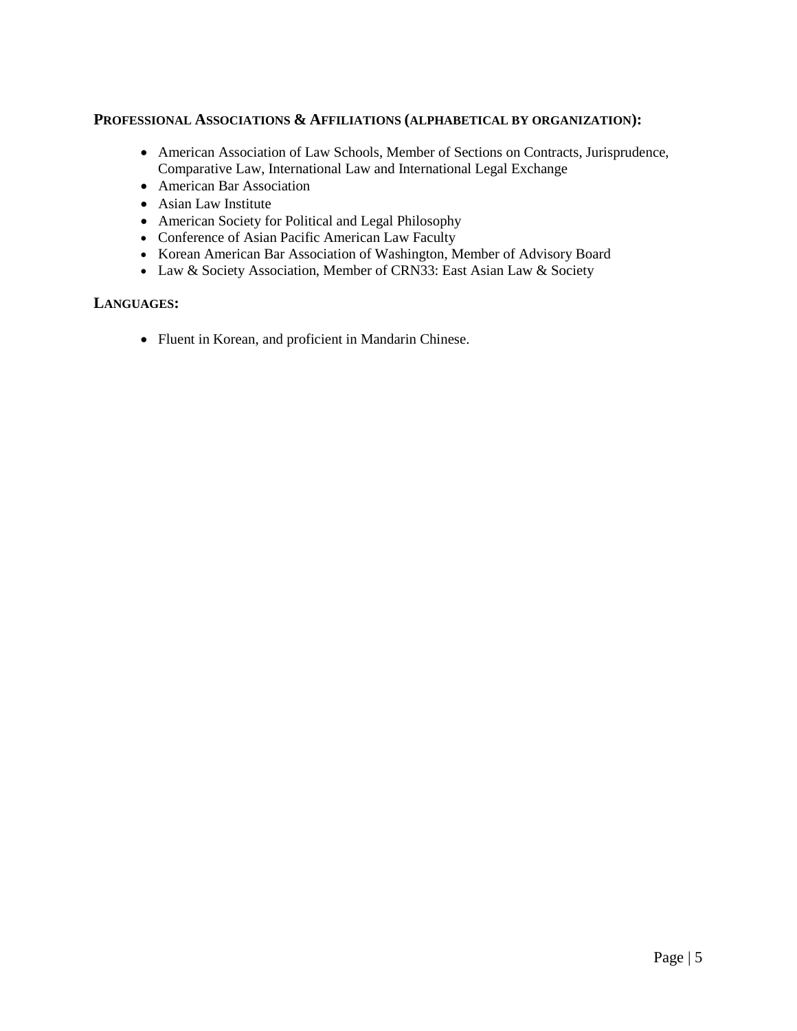## **Professional Associations & Affiliations (alphabetical by organization):**

- American Association of Law Schools, Member of Sections on Contracts, Jurisprudence, Comparative Law, International Law and International Legal Exchange
- American Bar Association
- Asian Law Institute
- American Society for Political and Legal Philosophy
- Conference of Asian Pacific American Law Faculty
- Korean American Bar Association of Washington, Member of Advisory Board
- Law & Society Association, Member of CRN33: East Asian Law & Society

## **Languages:**

- Fluent in Korean, and proficient in Mandarin Chinese.